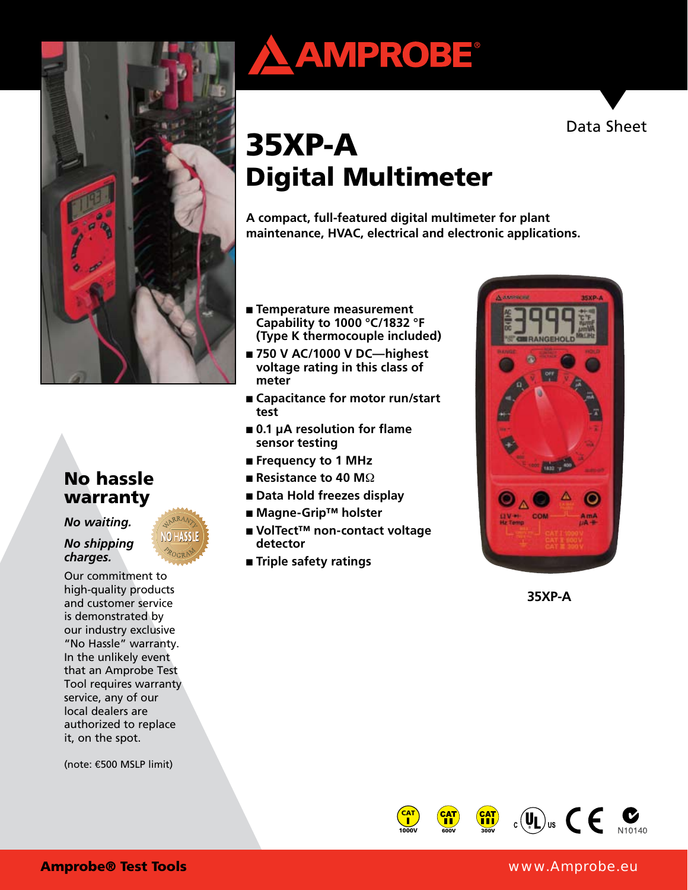Data Sheet

# 35XP-A Digital Multimeter

**A compact, full-featured digital multimeter for plant maintenance, HVAC, electrical and electronic applications.**

- **Temperature measurement Capability to 1000 °C/1832 °F (Type K thermocouple included)**
- **750 V AC/1000 V DC—highest voltage rating in this class of meter**
- **Capacitance for motor run/start test**
- **0.1 µA resolution for flame sensor testing**
- **Frequency to 1 MHz**
- **Resistance to 40 MΩ**
- **Data Hold freezes display**
- **Magne-Grip™ holster**
- **VolTect™ non-contact voltage detector**
- **Triple safety ratings**

**35XP-A**

## No hassle warranty

*No waiting.*

*No shipping charges.*

Our commitment to high-quality products and customer service is demonstrated by our industry exclusive "No Hassle" warranty. In the unlikely event that an Amprobe Test Tool requires warranty service, any of our local dealers are authorized to replace it, on the spot.

(note: €500 MSLP limit)

CAT I 1000V · CAT II 600V · CAT III 300V · N10140

**Amprobe® Test Tools** www.Amprobe.eu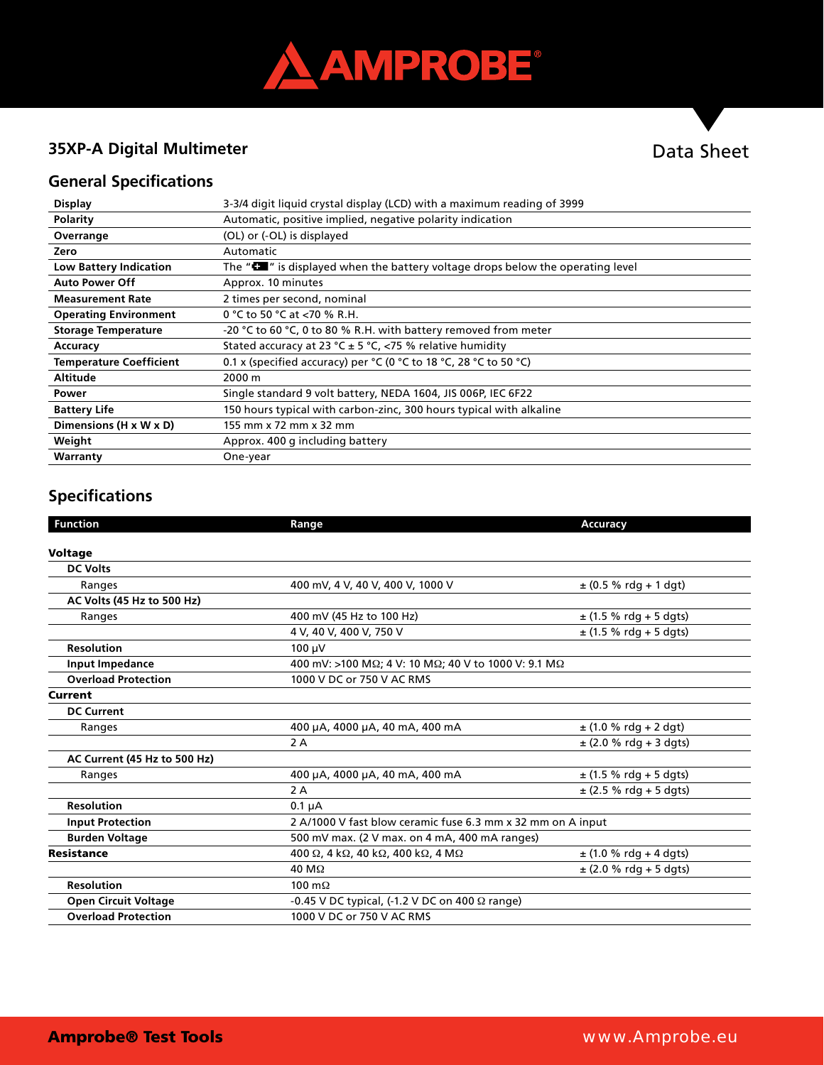## 35XP-A Digital Multimeter

Data Sheet

## General Specifications

| | |
|---|---|
| **Display** | 3-3/4 digit liquid crystal display (LCD) with a maximum reading of 3999 |
| **Polarity** | Automatic, positive implied, negative polarity indication |
| **Overrange** | (OL) or (-OL) is displayed |
| **Zero** | Automatic |
| **Low Battery Indication** | The "battery symbol" is displayed when the battery voltage drops below the operating level |
| **Auto Power Off** | Approx. 10 minutes |
| **Measurement Rate** | 2 times per second, nominal |
| **Operating Environment** | 0 °C to 50 °C at <70 % R.H. |
| **Storage Temperature** | -20 °C to 60 °C, 0 to 80 % R.H. with battery removed from meter |
| **Accuracy** | Stated accuracy at 23 °C ± 5 °C, <75 % relative humidity |
| **Temperature Coefficient** | 0.1 x (specified accuracy) per °C (0 °C to 18 °C, 28 °C to 50 °C) |
| **Altitude** | 2000 m |
| **Power** | Single standard 9 volt battery, NEDA 1604, JIS 006P, IEC 6F22 |
| **Battery Life** | 150 hours typical with carbon-zinc, 300 hours typical with alkaline |
| **Dimensions (H x W x D)** | 155 mm x 72 mm x 32 mm |
| **Weight** | Approx. 400 g including battery |
| **Warranty** | One-year |

## Specifications

| Function | Range | Accuracy |
|---|---|---|
| **Voltage** | | |
| **DC Volts** | | |
| Ranges | 400 mV, 4 V, 40 V, 400 V, 1000 V | ± (0.5 % rdg + 1 dgt) |
| **AC Volts (45 Hz to 500 Hz)** | | |
| Ranges | 400 mV (45 Hz to 100 Hz) | ± (1.5 % rdg + 5 dgts) |
| | 4 V, 40 V, 400 V, 750 V | ± (1.5 % rdg + 5 dgts) |
| **Resolution** | 100 µV | |
| **Input Impedance** | 400 mV: >100 MΩ; 4 V: 10 MΩ; 40 V to 1000 V: 9.1 MΩ | |
| **Overload Protection** | 1000 V DC or 750 V AC RMS | |
| **Current** | | |
| **DC Current** | | |
| Ranges | 400 µA, 4000 µA, 40 mA, 400 mA | ± (1.0 % rdg + 2 dgt) |
| | 2 A | ± (2.0 % rdg + 3 dgts) |
| **AC Current (45 Hz to 500 Hz)** | | |
| Ranges | 400 µA, 4000 µA, 40 mA, 400 mA | ± (1.5 % rdg + 5 dgts) |
| | 2 A | ± (2.5 % rdg + 5 dgts) |
| **Resolution** | 0.1 µA | |
| **Input Protection** | 2 A/1000 V fast blow ceramic fuse 6.3 mm x 32 mm on A input | |
| **Burden Voltage** | 500 mV max. (2 V max. on 4 mA, 400 mA ranges) | |
| **Resistance** | 400 Ω, 4 kΩ, 40 kΩ, 400 kΩ, 4 MΩ | ± (1.0 % rdg + 4 dgts) |
| | 40 MΩ | ± (2.0 % rdg + 5 dgts) |
| **Resolution** | 100 mΩ | |
| **Open Circuit Voltage** | -0.45 V DC typical, (-1.2 V DC on 400 Ω range) | |
| **Overload Protection** | 1000 V DC or 750 V AC RMS | |

**Amprobe® Test Tools** www.Amprobe.eu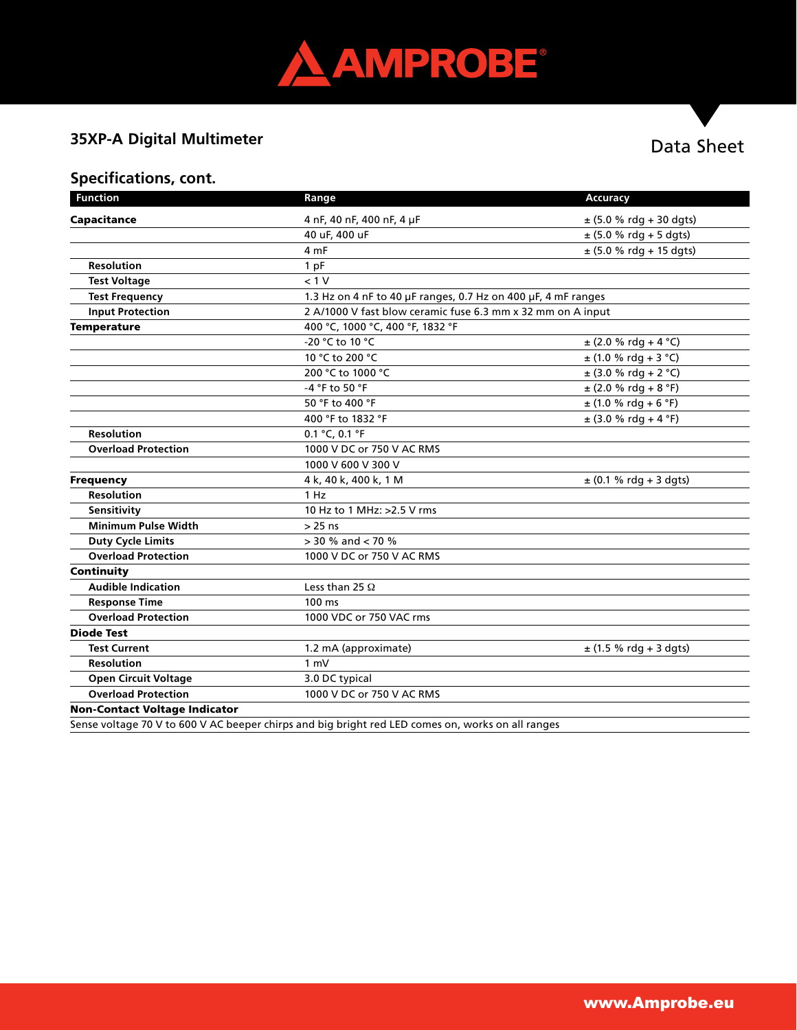## 35XP-A Digital Multimeter

Data Sheet

### Specifications, cont.

| Function | Range | Accuracy |
|---|---|---|
| **Capacitance** | 4 nF, 40 nF, 400 nF, 4 µF | ± (5.0 % rdg + 30 dgts) |
| | 40 uF, 400 uF | ± (5.0 % rdg + 5 dgts) |
| | 4 mF | ± (5.0 % rdg + 15 dgts) |
| **Resolution** | 1 pF | |
| **Test Voltage** | < 1 V | |
| **Test Frequency** | 1.3 Hz on 4 nF to 40 µF ranges, 0.7 Hz on 400 µF, 4 mF ranges | |
| **Input Protection** | 2 A/1000 V fast blow ceramic fuse 6.3 mm x 32 mm on A input | |
| **Temperature** | 400 °C, 1000 °C, 400 °F, 1832 °F | |
| | -20 °C to 10 °C | ± (2.0 % rdg + 4 °C) |
| | 10 °C to 200 °C | ± (1.0 % rdg + 3 °C) |
| | 200 °C to 1000 °C | ± (3.0 % rdg + 2 °C) |
| | -4 °F to 50 °F | ± (2.0 % rdg + 8 °F) |
| | 50 °F to 400 °F | ± (1.0 % rdg + 6 °F) |
| | 400 °F to 1832 °F | ± (3.0 % rdg + 4 °F) |
| **Resolution** | 0.1 °C, 0.1 °F | |
| **Overload Protection** | 1000 V DC or 750 V AC RMS | |
| | 1000 V 600 V 300 V | |
| **Frequency** | 4 k, 40 k, 400 k, 1 M | ± (0.1 % rdg + 3 dgts) |
| **Resolution** | 1 Hz | |
| **Sensitivity** | 10 Hz to 1 MHz: >2.5 V rms | |
| **Minimum Pulse Width** | > 25 ns | |
| **Duty Cycle Limits** | > 30 % and < 70 % | |
| **Overload Protection** | 1000 V DC or 750 V AC RMS | |
| **Continuity** | | |
| **Audible Indication** | Less than 25 Ω | |
| **Response Time** | 100 ms | |
| **Overload Protection** | 1000 VDC or 750 VAC rms | |
| **Diode Test** | | |
| **Test Current** | 1.2 mA (approximate) | ± (1.5 % rdg + 3 dgts) |
| **Resolution** | 1 mV | |
| **Open Circuit Voltage** | 3.0 DC typical | |
| **Overload Protection** | 1000 V DC or 750 V AC RMS | |
| **Non-Contact Voltage Indicator** | | |
| Sense voltage 70 V to 600 V AC beeper chirps and big bright red LED comes on, works on all ranges | | |

www.Amprobe.eu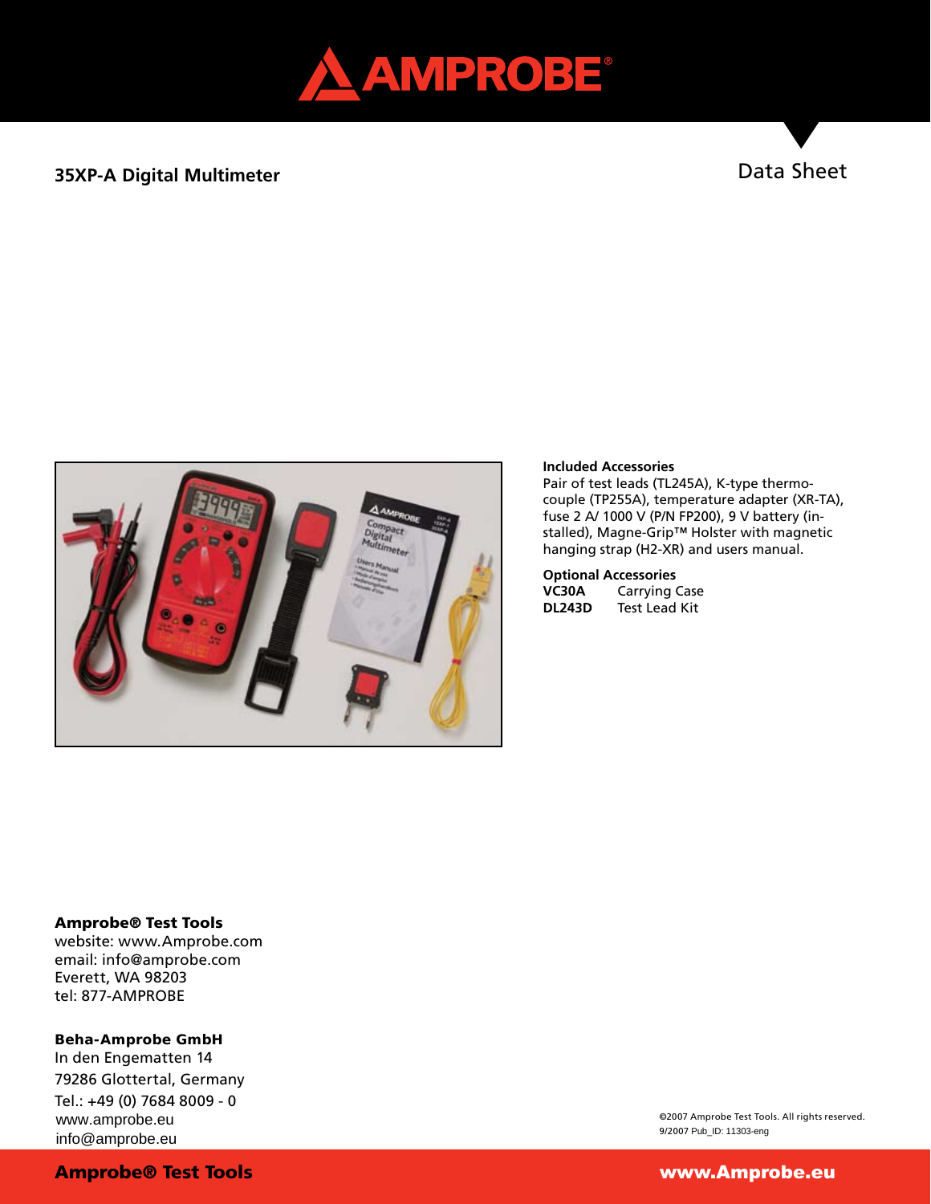## 35XP-A Digital Multimeter

Data Sheet

**Included Accessories**
Pair of test leads (TL245A), K-type thermocouple (TP255A), temperature adapter (XR-TA), fuse 2 A/ 1000 V (P/N FP200), 9 V battery (installed), Magne-Grip™ Holster with magnetic hanging strap (H2-XR) and users manual.

**Optional Accessories**

| | |
|---|---|
| **VC30A** | Carrying Case |
| **DL243D** | Test Lead Kit |

**Amprobe® Test Tools**
website: www.Amprobe.com
email: info@amprobe.com
Everett, WA 98203
tel: 877-AMPROBE

**Beha-Amprobe GmbH**
In den Engematten 14
79286 Glottertal, Germany
Tel.: +49 (0) 7684 8009 - 0
www.amprobe.eu
info@amprobe.eu

©2007 Amprobe Test Tools. All rights reserved.
9/2007 Pub_ID: 11303-eng

**Amprobe® Test Tools** **www.Amprobe.eu**